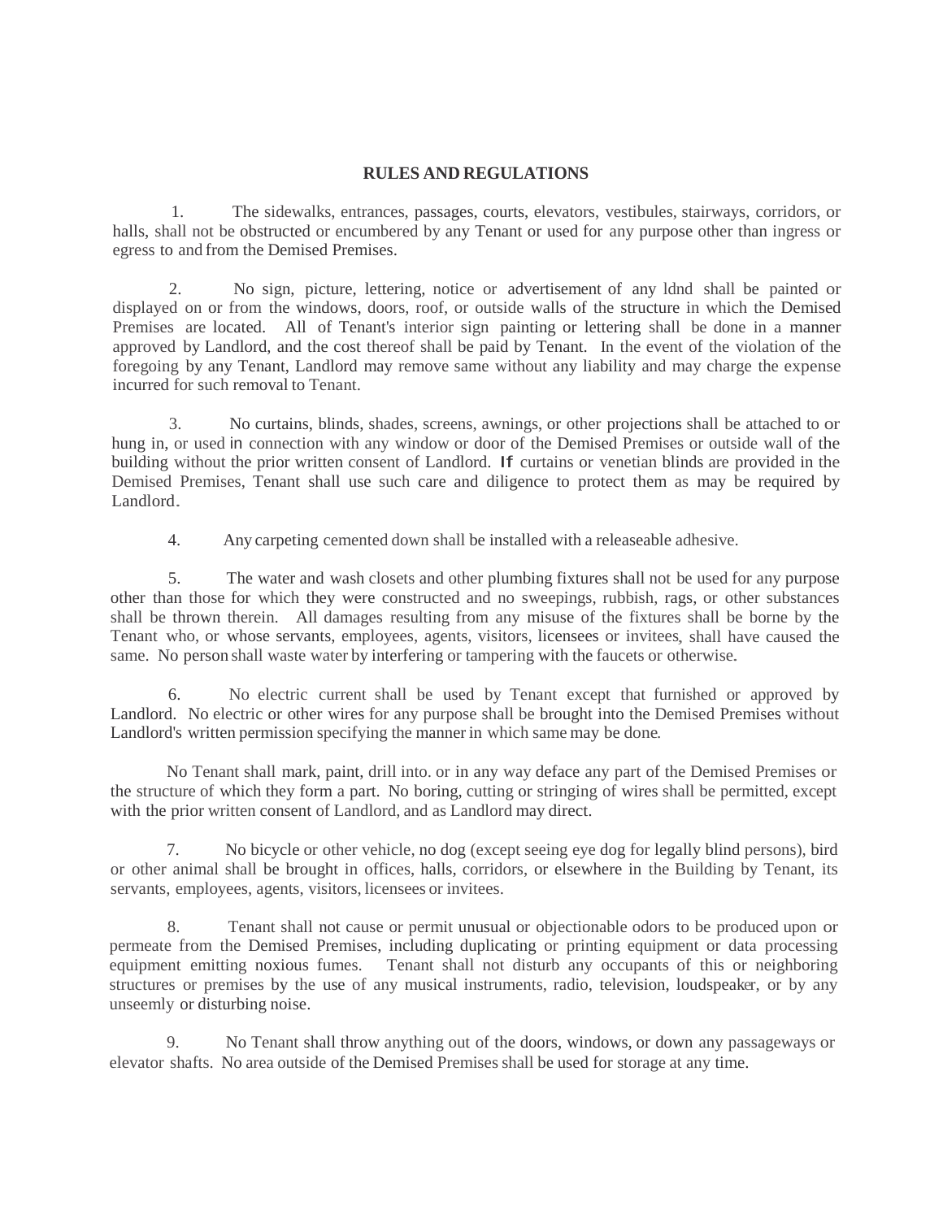# RULES AND REGULATIONS

1. The sidewalks, entrances, passages, courts, elevators, vestibules, stairways, corridors, or halls, shall not be obstructed or encumbered by any Tenant or used for any purpose other than ingress or egress to and from the Demised Premises.

2. No sign, picture, lettering, notice or advertisement of any ldnd shall be painted or displayed on or from the windows, doors, roof, or outside walls of the structure in which the Demised Premises are located. All of Tenant's interior sign painting or lettering shall be done in a manner approved by Landlord, and the cost thereof shall be paid by Tenant. In the event of the violation of the foregoing by any Tenant, Landlord may remove same without any liability and may charge the expense incurred for such removal to Tenant.

3. No curtains, blinds, shades, screens, awnings, or other projections shall be attached to or hung in, or used in connection with any window or door of the Demised Premises or outside wall of the building without the prior written consent of Landlord. If curtains or venetian blinds are provided in the Demised Premises, Tenant shall use such care and diligence to protect them as may be required by Landlord.

4. Any carpeting cemented down shall be installed with a releaseable adhesive.

5. The water and wash closets and other plumbing fixtures shall not be used for any purpose other than those for which they were constructed and no sweepings, rubbish, rags, or other substances shall be thrown therein. All damages resulting from any misuse of the fixtures shall be borne by the Tenant who, or whose servants, employees, agents, visitors, licensees or invitees, shall have caused the same. No person shall waste water by interfering or tampering with the faucets or otherwise.

6. No electric current shall be used by Tenant except that furnished or approved by Landlord. No electric or other wires for any purpose shall be brought into the Demised Premises without Landlord's written permission specifying the manner in which same may be done.

No Tenant shall mark, paint, drill into. or in any way deface any part of the Demised Premises or the structure of which they form a part. No boring, cutting or stringing of wires shall be permitted, except with the prior written consent of Landlord, and as Landlord may direct.

7. No bicycle or other vehicle, no dog (except seeing eye dog for legally blind persons), bird or other animal shall be brought in offices, halls, corridors, or elsewhere in the Building by Tenant, its servants, employees, agents, visitors, licensees or invitees.

8. Tenant shall not cause or permit unusual or objectionable odors to be produced upon or permeate from the Demised Premises, including duplicating or printing equipment or data processing equipment emitting noxious fumes. Tenant shall not disturb any occupants of this or neighboring structures or premises by the use of any musical instruments, radio, television, loudspeaker, or by any unseemly or disturbing noise.

9. No Tenant shall throw anything out of the doors, windows, or down any passageways or elevator shafts. No area outside of the Demised Premises shall be used for storage at any time.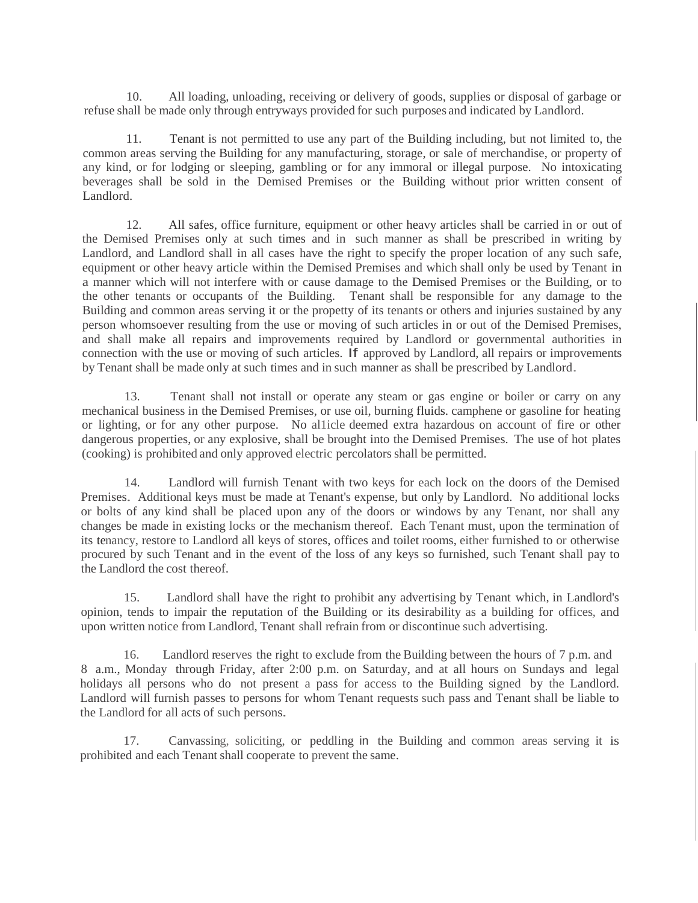10. All loading, unloading, receiving or delivery of goods, supplies or disposal of garbage or refuse shall be made only through entryways provided for such purposes and indicated by Landlord.

11. Tenant is not permitted to use any part of the Building including, but not limited to, the common areas serving the Building for any manufacturing, storage, or sale of merchandise, or property of any kind, or for lodging or sleeping, gambling or for any immoral or illegal purpose. No intoxicating beverages shall be sold in the Demised Premises or the Building without prior written consent of Landlord.

12. All safes, office furniture, equipment or other heavy articles shall be carried in or out of the Demised Premises only at such times and in such manner as shall be prescribed in writing by Landlord, and Landlord shall in all cases have the right to specify the proper location of any such safe, equipment or other heavy article within the Demised Premises and which shall only be used by Tenant in a manner which will not interfere with or cause damage to the Demised Premises or the Building, or to the other tenants or occupants of the Building. Tenant shall be responsible for any damage to the Building and common areas serving it or the propetty of its tenants or others and injuries sustained by any person whomsoever resulting from the use or moving of such articles in or out of the Demised Premises, and shall make all repairs and improvements required by Landlord or governmental authorities in connection with the use or moving of such articles. If approved by Landlord, all repairs or improvements by Tenant shall be made only at such times and in such manner as shall be prescribed by Landlord.

13. Tenant shall not install or operate any steam or gas engine or boiler or carry on any mechanical business in the Demised Premises, or use oil, burning fluids. camphene or gasoline for heating or lighting, or for any other purpose. No al1icle deemed extra hazardous on account of fire or other dangerous properties, or any explosive, shall be brought into the Demised Premises. The use of hot plates (cooking) is prohibited and only approved electric percolators shall be permitted.

14. Landlord will furnish Tenant with two keys for each lock on the doors of the Demised Premises. Additional keys must be made at Tenant's expense, but only by Landlord. No additional locks or bolts of any kind shall be placed upon any of the doors or windows by any Tenant, nor shall any changes be made in existing locks or the mechanism thereof. Each Tenant must, upon the termination of its tenancy, restore to Landlord all keys of stores, offices and toilet rooms, either furnished to or otherwise procured by such Tenant and in the event of the loss of any keys so furnished, such Tenant shall pay to the Landlord the cost thereof.

15. Landlord shall have the right to prohibit any advertising by Tenant which, in Landlord's opinion, tends to impair the reputation of the Building or its desirability as a building for offices, and upon written notice from Landlord, Tenant shall refrain from or discontinue such advertising.

16. Landlord reserves the right to exclude from the Building between the hours of 7 p.m. and 8 a.m., Monday through Friday, after 2:00 p.m. on Saturday, and at all hours on Sundays and legal holidays all persons who do not present a pass for access to the Building signed by the Landlord. Landlord will furnish passes to persons for whom Tenant requests such pass and Tenant shall be liable to the Landlord for all acts of such persons.

17. Canvassing, soliciting, or peddling in the Building and common areas serving it is prohibited and each Tenant shall cooperate to prevent the same.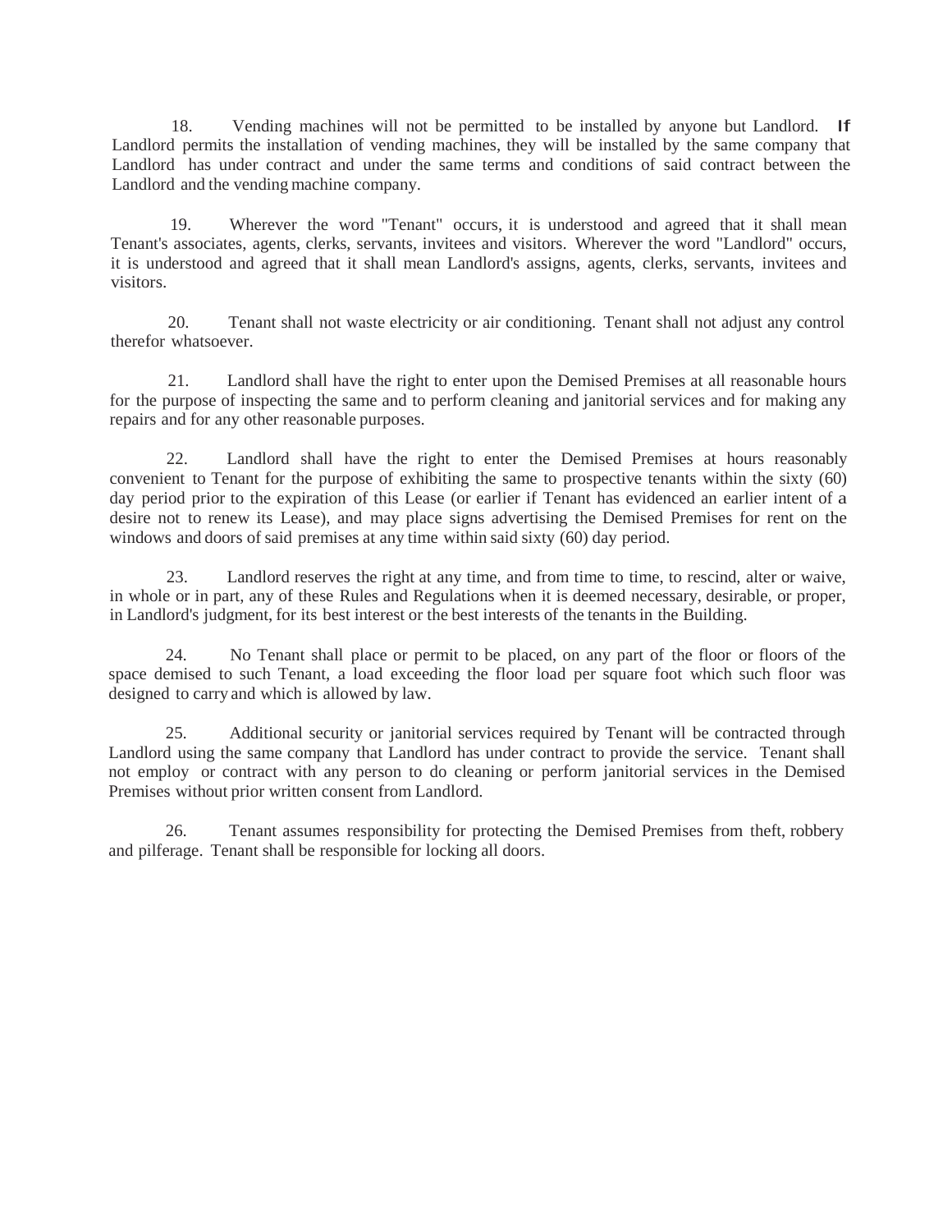18. Vending machines will not be permitted to be installed by anyone but Landlord. If Landlord permits the installation of vending machines, they will be installed by the same company that Landlord has under contract and under the same terms and conditions of said contract between the Landlord and the vending machine company.

19. Wherever the word "Tenant" occurs, it is understood and agreed that it shall mean Tenant's associates, agents, clerks, servants, invitees and visitors. Wherever the word "Landlord" occurs, it is understood and agreed that it shall mean Landlord's assigns, agents, clerks, servants, invitees and visitors.

20. Tenant shall not waste electricity or air conditioning. Tenant shall not adjust any control therefor whatsoever.

21. Landlord shall have the right to enter upon the Demised Premises at all reasonable hours for the purpose of inspecting the same and to perform cleaning and janitorial services and for making any repairs and for any other reasonable purposes.

22. Landlord shall have the right to enter the Demised Premises at hours reasonably convenient to Tenant for the purpose of exhibiting the same to prospective tenants within the sixty (60) day period prior to the expiration of this Lease (or earlier if Tenant has evidenced an earlier intent of a desire not to renew its Lease), and may place signs advertising the Demised Premises for rent on the windows and doors of said premises at any time within said sixty (60) day period.

23. Landlord reserves the right at any time, and from time to time, to rescind, alter or waive, in whole or in part, any of these Rules and Regulations when it is deemed necessary, desirable, or proper, in Landlord's judgment, for its best interest or the best interests of the tenants in the Building.

24. No Tenant shall place or permit to be placed, on any part of the floor or floors of the space demised to such Tenant, a load exceeding the floor load per square foot which such floor was designed to carry and which is allowed by law.

25. Additional security or janitorial services required by Tenant will be contracted through Landlord using the same company that Landlord has under contract to provide the service. Tenant shall not employ or contract with any person to do cleaning or perform janitorial services in the Demised Premises without prior written consent from Landlord.

26. Tenant assumes responsibility for protecting the Demised Premises from theft, robbery and pilferage. Tenant shall be responsible for locking all doors.